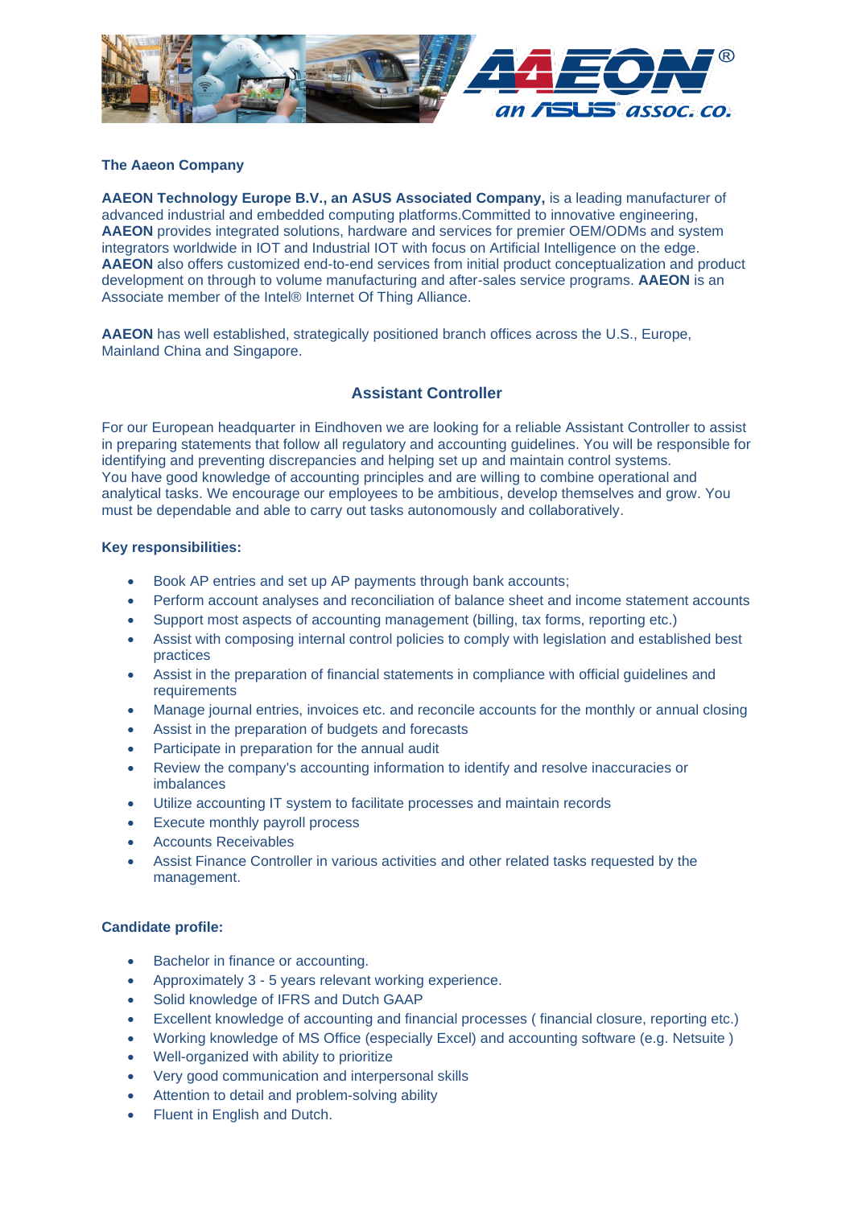**The Aaeon Company**

**AAEON Technology Europe B.V., an ASUS Associated Company,** is a leading manufacturer of advanced industrial and embedded computing platforms.Committed to innovative engineering, **AAEON** provides integrated solutions, hardware and services for premier OEM/ODMs and system integrators worldwide in IOT and Industrial IOT with focus on Artificial Intelligence on the edge. **AAEON** also offers customized end-to-end services from initial product conceptualization and product development on through to volume manufacturing and after-sales service programs. **AAEON** is an Associate member of the Intel® Internet Of Thing Alliance.

**AAEON** has well established, strategically positioned branch offices across the U.S., Europe, Mainland China and Singapore.

## Assistant Controller

For our European headquarter in Eindhoven we are looking for a reliable Assistant Controller to assist in preparing statements that follow all regulatory and accounting guidelines. You will be responsible for identifying and preventing discrepancies and helping set up and maintain control systems. You have good knowledge of accounting principles and are willing to combine operational and analytical tasks. We encourage our employees to be ambitious, develop themselves and grow. You must be dependable and able to carry out tasks autonomously and collaboratively.

**Key responsibilities:**

- Book AP entries and set up AP payments through bank accounts;
- Perform account analyses and reconciliation of balance sheet and income statement accounts
- Support most aspects of accounting management (billing, tax forms, reporting etc.)
- Assist with composing internal control policies to comply with legislation and established best practices
- Assist in the preparation of financial statements in compliance with official guidelines and requirements
- Manage journal entries, invoices etc. and reconcile accounts for the monthly or annual closing
- Assist in the preparation of budgets and forecasts
- Participate in preparation for the annual audit
- Review the company's accounting information to identify and resolve inaccuracies or imbalances
- Utilize accounting IT system to facilitate processes and maintain records
- Execute monthly payroll process
- Accounts Receivables
- Assist Finance Controller in various activities and other related tasks requested by the management.

**Candidate profile:**

- Bachelor in finance or accounting.
- Approximately 3 - 5 years relevant working experience.
- Solid knowledge of IFRS and Dutch GAAP
- Excellent knowledge of accounting and financial processes ( financial closure, reporting etc.)
- Working knowledge of MS Office (especially Excel) and accounting software (e.g. Netsuite )
- Well-organized with ability to prioritize
- Very good communication and interpersonal skills
- Attention to detail and problem-solving ability
- Fluent in English and Dutch.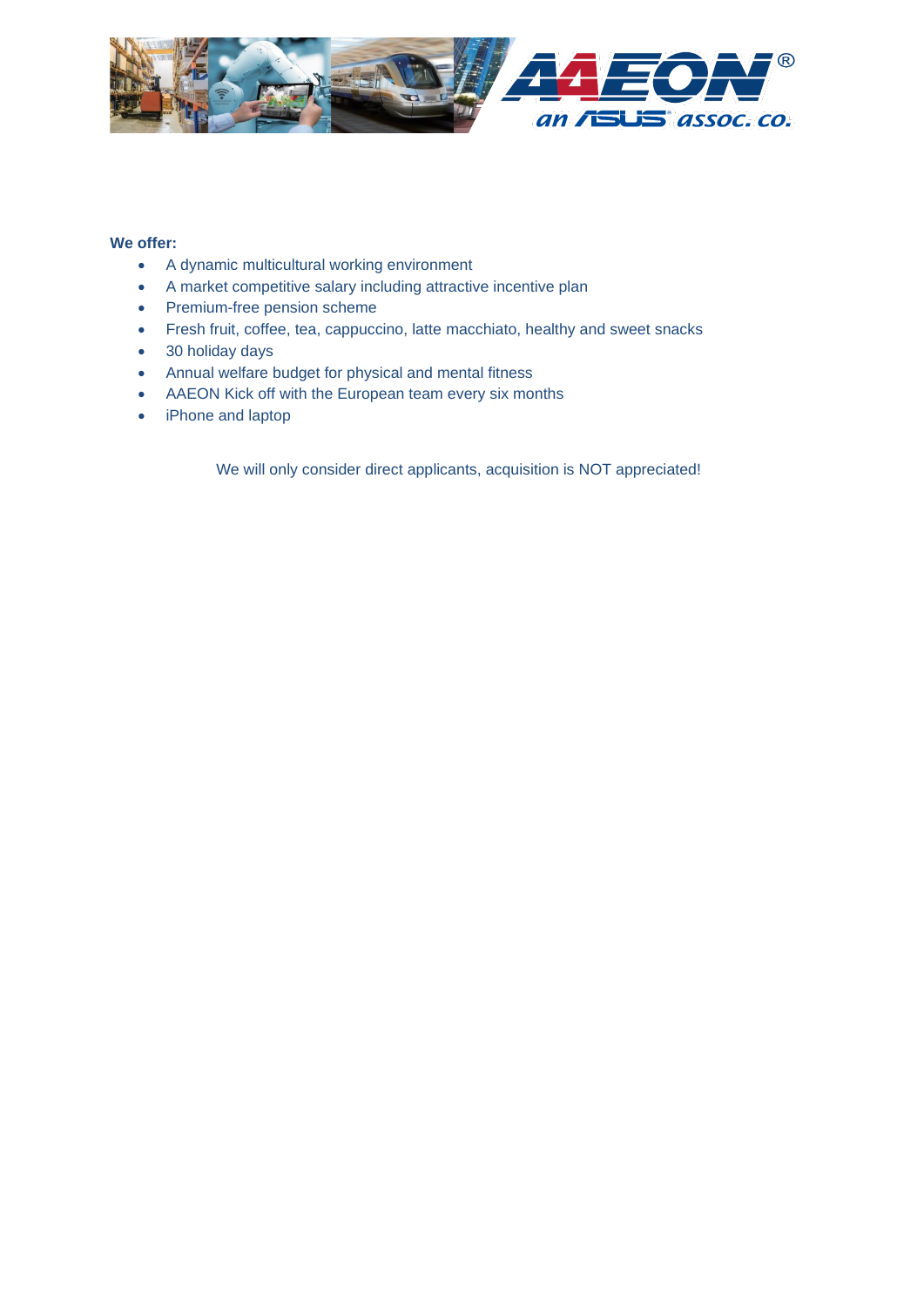**We offer:**

- A dynamic multicultural working environment
- A market competitive salary including attractive incentive plan
- Premium-free pension scheme
- Fresh fruit, coffee, tea, cappuccino, latte macchiato, healthy and sweet snacks
- 30 holiday days
- Annual welfare budget for physical and mental fitness
- AAEON Kick off with the European team every six months
- iPhone and laptop

We will only consider direct applicants, acquisition is NOT appreciated!